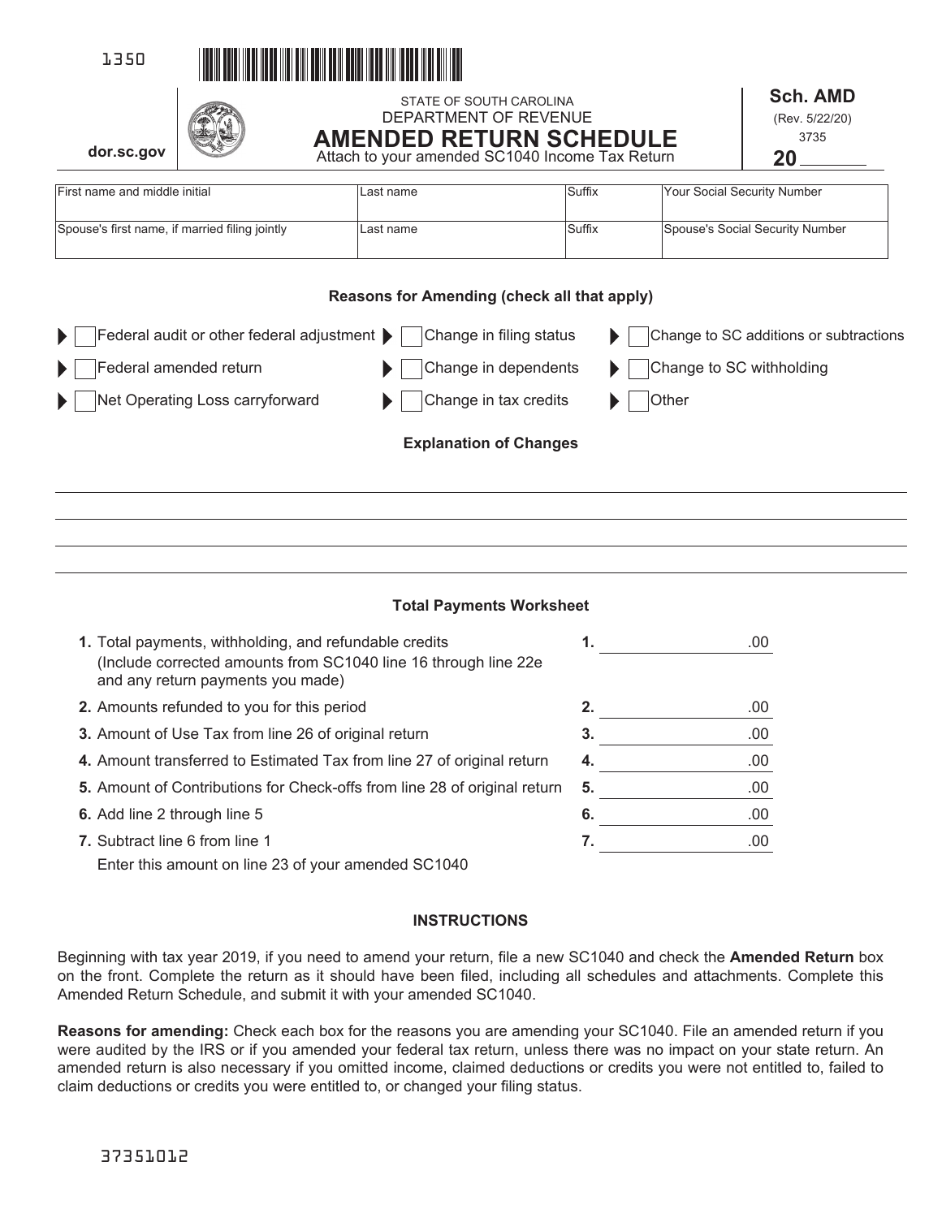1350

STATE OF SOUTH CAROLINA
DEPARTMENT OF REVENUE

# AMENDED RETURN SCHEDULE

Attach to your amended SC1040 Income Tax Return

dor.sc.gov

**Sch. AMD**
(Rev. 5/22/20)
3735

**20** ______

| First name and middle initial | Last name | Suffix | Your Social Security Number |
|---|---|---|---|
| Spouse's first name, if married filing jointly | Last name | Suffix | Spouse's Social Security Number |

### Reasons for Amending (check all that apply)

| | | |
|---|---|---|
| ☐ Federal audit or other federal adjustment | ☐ Change in filing status | ☐ Change to SC additions or subtractions |
| ☐ Federal amended return | ☐ Change in dependents | ☐ Change to SC withholding |
| ☐ Net Operating Loss carryforward | ☐ Change in tax credits | ☐ Other |

### Explanation of Changes

______________________________________________

______________________________________________

______________________________________________

______________________________________________

### Total Payments Worksheet

| | | |
|---|---|---|
| **1.** Total payments, withholding, and refundable credits (Include corrected amounts from SC1040 line 16 through line 22e and any return payments you made) | **1.** | .00 |
| **2.** Amounts refunded to you for this period | **2.** | .00 |
| **3.** Amount of Use Tax from line 26 of original return | **3.** | .00 |
| **4.** Amount transferred to Estimated Tax from line 27 of original return | **4.** | .00 |
| **5.** Amount of Contributions for Check-offs from line 28 of original return | **5.** | .00 |
| **6.** Add line 2 through line 5 | **6.** | .00 |
| **7.** Subtract line 6 from line 1<br>Enter this amount on line 23 of your amended SC1040 | **7.** | .00 |

### INSTRUCTIONS

Beginning with tax year 2019, if you need to amend your return, file a new SC1040 and check the **Amended Return** box on the front. Complete the return as it should have been filed, including all schedules and attachments. Complete this Amended Return Schedule, and submit it with your amended SC1040.

**Reasons for amending:** Check each box for the reasons you are amending your SC1040. File an amended return if you were audited by the IRS or if you amended your federal tax return, unless there was no impact on your state return. An amended return is also necessary if you omitted income, claimed deductions or credits you were not entitled to, failed to claim deductions or credits you were entitled to, or changed your filing status.

37351012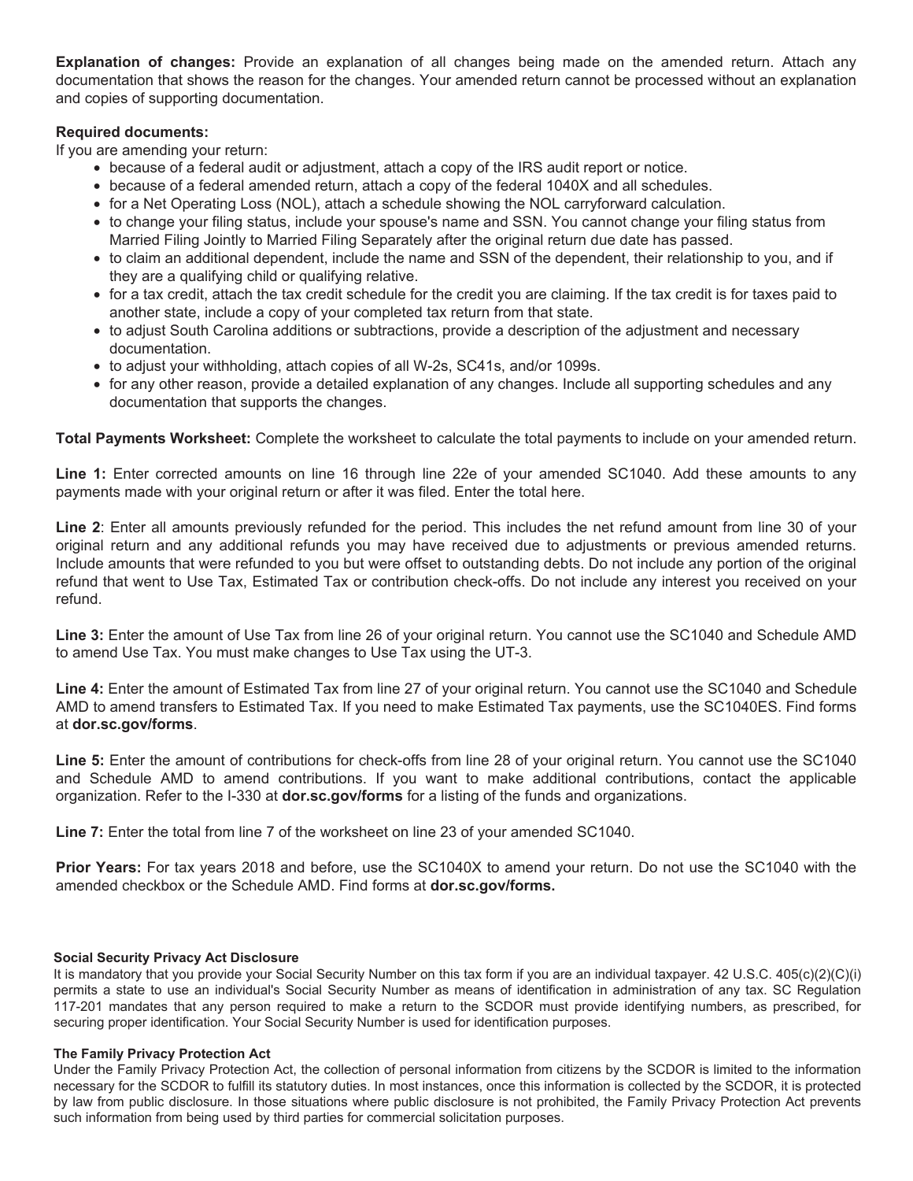**Explanation of changes:** Provide an explanation of all changes being made on the amended return. Attach any documentation that shows the reason for the changes. Your amended return cannot be processed without an explanation and copies of supporting documentation.

**Required documents:**

If you are amending your return:

- because of a federal audit or adjustment, attach a copy of the IRS audit report or notice.
- because of a federal amended return, attach a copy of the federal 1040X and all schedules.
- for a Net Operating Loss (NOL), attach a schedule showing the NOL carryforward calculation.
- to change your filing status, include your spouse's name and SSN. You cannot change your filing status from Married Filing Jointly to Married Filing Separately after the original return due date has passed.
- to claim an additional dependent, include the name and SSN of the dependent, their relationship to you, and if they are a qualifying child or qualifying relative.
- for a tax credit, attach the tax credit schedule for the credit you are claiming. If the tax credit is for taxes paid to another state, include a copy of your completed tax return from that state.
- to adjust South Carolina additions or subtractions, provide a description of the adjustment and necessary documentation.
- to adjust your withholding, attach copies of all W-2s, SC41s, and/or 1099s.
- for any other reason, provide a detailed explanation of any changes. Include all supporting schedules and any documentation that supports the changes.

**Total Payments Worksheet:** Complete the worksheet to calculate the total payments to include on your amended return.

**Line 1:** Enter corrected amounts on line 16 through line 22e of your amended SC1040. Add these amounts to any payments made with your original return or after it was filed. Enter the total here.

**Line 2**: Enter all amounts previously refunded for the period. This includes the net refund amount from line 30 of your original return and any additional refunds you may have received due to adjustments or previous amended returns. Include amounts that were refunded to you but were offset to outstanding debts. Do not include any portion of the original refund that went to Use Tax, Estimated Tax or contribution check-offs. Do not include any interest you received on your refund.

**Line 3:** Enter the amount of Use Tax from line 26 of your original return. You cannot use the SC1040 and Schedule AMD to amend Use Tax. You must make changes to Use Tax using the UT-3.

**Line 4:** Enter the amount of Estimated Tax from line 27 of your original return. You cannot use the SC1040 and Schedule AMD to amend transfers to Estimated Tax. If you need to make Estimated Tax payments, use the SC1040ES. Find forms at **dor.sc.gov/forms**.

**Line 5:** Enter the amount of contributions for check-offs from line 28 of your original return. You cannot use the SC1040 and Schedule AMD to amend contributions. If you want to make additional contributions, contact the applicable organization. Refer to the I-330 at **dor.sc.gov/forms** for a listing of the funds and organizations.

**Line 7:** Enter the total from line 7 of the worksheet on line 23 of your amended SC1040.

**Prior Years:** For tax years 2018 and before, use the SC1040X to amend your return. Do not use the SC1040 with the amended checkbox or the Schedule AMD. Find forms at **dor.sc.gov/forms.**

**Social Security Privacy Act Disclosure**

It is mandatory that you provide your Social Security Number on this tax form if you are an individual taxpayer. 42 U.S.C. 405(c)(2)(C)(i) permits a state to use an individual's Social Security Number as means of identification in administration of any tax. SC Regulation 117-201 mandates that any person required to make a return to the SCDOR must provide identifying numbers, as prescribed, for securing proper identification. Your Social Security Number is used for identification purposes.

**The Family Privacy Protection Act**

Under the Family Privacy Protection Act, the collection of personal information from citizens by the SCDOR is limited to the information necessary for the SCDOR to fulfill its statutory duties. In most instances, once this information is collected by the SCDOR, it is protected by law from public disclosure. In those situations where public disclosure is not prohibited, the Family Privacy Protection Act prevents such information from being used by third parties for commercial solicitation purposes.